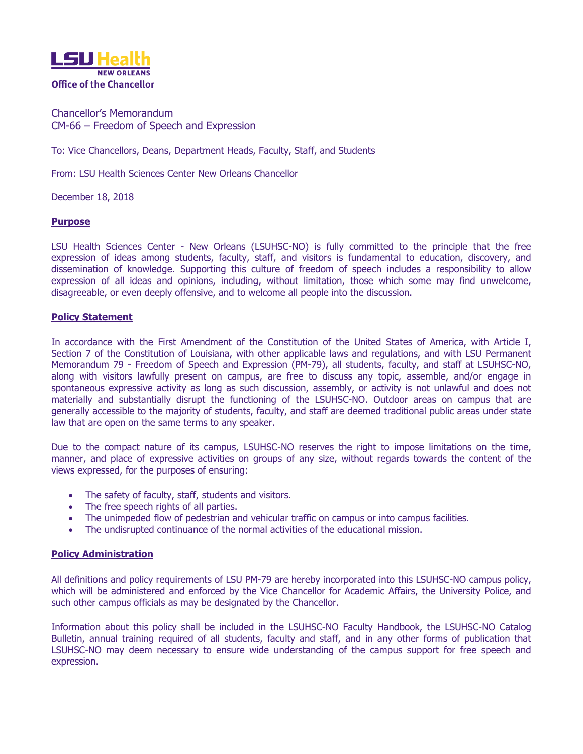LSU Health
NEW ORLEANS
Office of the Chancellor

Chancellor's Memorandum
CM-66 – Freedom of Speech and Expression

To: Vice Chancellors, Deans, Department Heads, Faculty, Staff, and Students

From: LSU Health Sciences Center New Orleans Chancellor

December 18, 2018

## Purpose

LSU Health Sciences Center - New Orleans (LSUHSC-NO) is fully committed to the principle that the free expression of ideas among students, faculty, staff, and visitors is fundamental to education, discovery, and dissemination of knowledge. Supporting this culture of freedom of speech includes a responsibility to allow expression of all ideas and opinions, including, without limitation, those which some may find unwelcome, disagreeable, or even deeply offensive, and to welcome all people into the discussion.

## Policy Statement

In accordance with the First Amendment of the Constitution of the United States of America, with Article I, Section 7 of the Constitution of Louisiana, with other applicable laws and regulations, and with LSU Permanent Memorandum 79 - Freedom of Speech and Expression (PM-79), all students, faculty, and staff at LSUHSC-NO, along with visitors lawfully present on campus, are free to discuss any topic, assemble, and/or engage in spontaneous expressive activity as long as such discussion, assembly, or activity is not unlawful and does not materially and substantially disrupt the functioning of the LSUHSC-NO. Outdoor areas on campus that are generally accessible to the majority of students, faculty, and staff are deemed traditional public areas under state law that are open on the same terms to any speaker.

Due to the compact nature of its campus, LSUHSC-NO reserves the right to impose limitations on the time, manner, and place of expressive activities on groups of any size, without regards towards the content of the views expressed, for the purposes of ensuring:

- The safety of faculty, staff, students and visitors.
- The free speech rights of all parties.
- The unimpeded flow of pedestrian and vehicular traffic on campus or into campus facilities.
- The undisrupted continuance of the normal activities of the educational mission.

## Policy Administration

All definitions and policy requirements of LSU PM-79 are hereby incorporated into this LSUHSC-NO campus policy, which will be administered and enforced by the Vice Chancellor for Academic Affairs, the University Police, and such other campus officials as may be designated by the Chancellor.

Information about this policy shall be included in the LSUHSC-NO Faculty Handbook, the LSUHSC-NO Catalog Bulletin, annual training required of all students, faculty and staff, and in any other forms of publication that LSUHSC-NO may deem necessary to ensure wide understanding of the campus support for free speech and expression.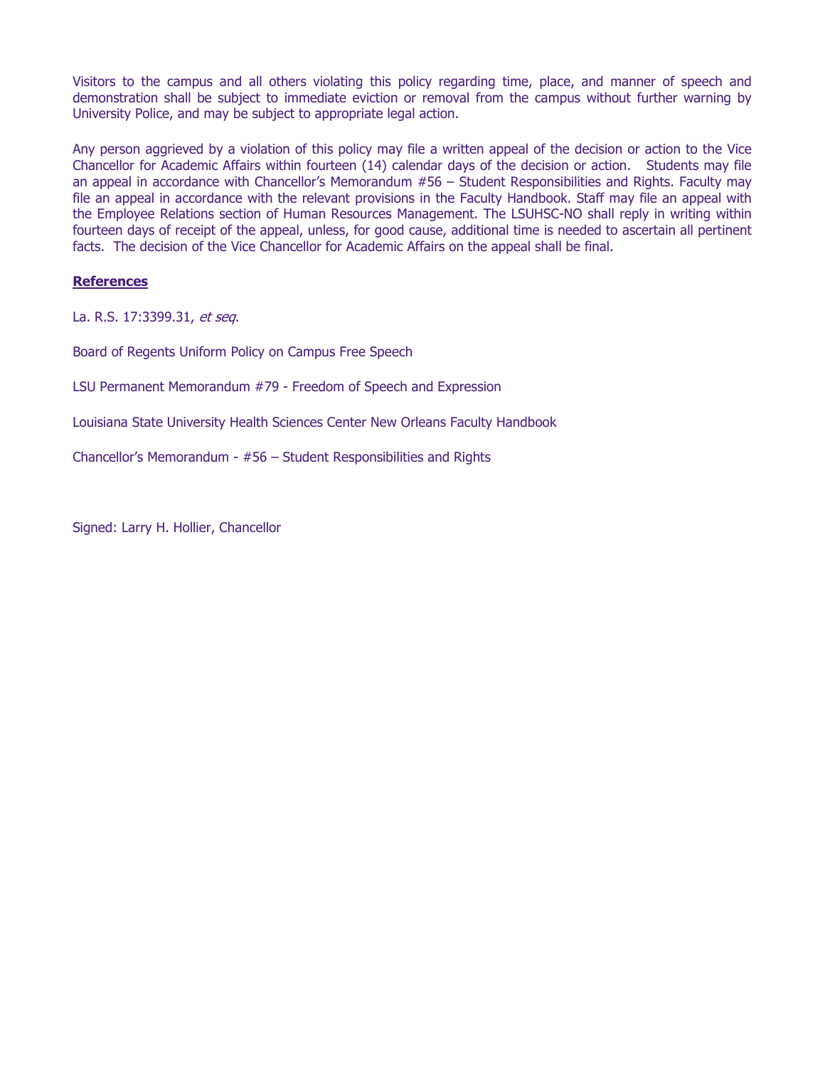Visitors to the campus and all others violating this policy regarding time, place, and manner of speech and demonstration shall be subject to immediate eviction or removal from the campus without further warning by University Police, and may be subject to appropriate legal action.

Any person aggrieved by a violation of this policy may file a written appeal of the decision or action to the Vice Chancellor for Academic Affairs within fourteen (14) calendar days of the decision or action. Students may file an appeal in accordance with Chancellor's Memorandum #56 – Student Responsibilities and Rights. Faculty may file an appeal in accordance with the relevant provisions in the Faculty Handbook. Staff may file an appeal with the Employee Relations section of Human Resources Management. The LSUHSC-NO shall reply in writing within fourteen days of receipt of the appeal, unless, for good cause, additional time is needed to ascertain all pertinent facts. The decision of the Vice Chancellor for Academic Affairs on the appeal shall be final.

**References**

La. R.S. 17:3399.31, *et seq*.

Board of Regents Uniform Policy on Campus Free Speech

LSU Permanent Memorandum #79 - Freedom of Speech and Expression

Louisiana State University Health Sciences Center New Orleans Faculty Handbook

Chancellor's Memorandum - #56 – Student Responsibilities and Rights

Signed: Larry H. Hollier, Chancellor